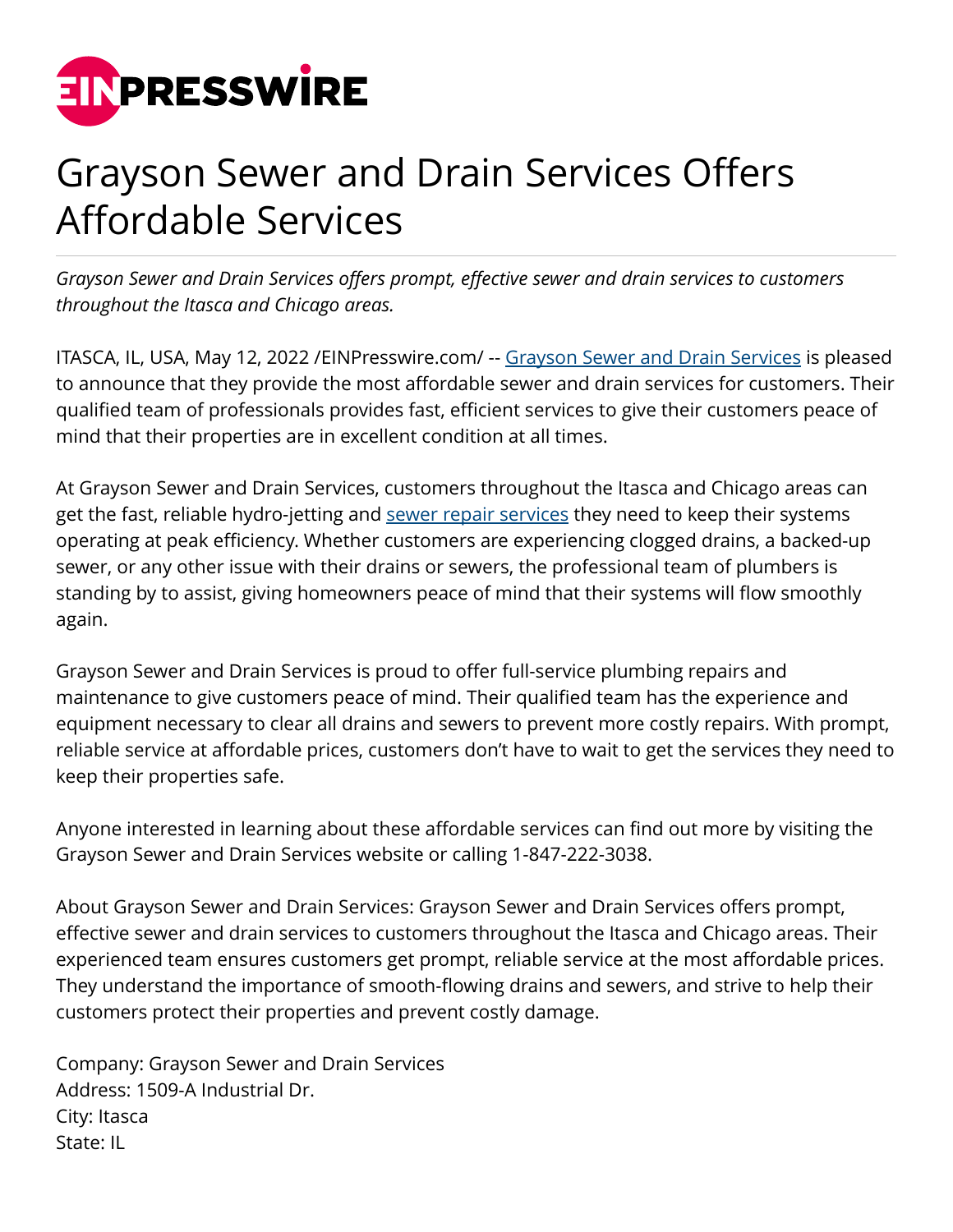# Grayson Sewer and Drain Services Offers Affordable Services

*Grayson Sewer and Drain Services offers prompt, effective sewer and drain services to customers throughout the Itasca and Chicago areas.*

ITASCA, IL, USA, May 12, 2022 /EINPresswire.com/ -- Grayson Sewer and Drain Services is pleased to announce that they provide the most affordable sewer and drain services for customers. Their qualified team of professionals provides fast, efficient services to give their customers peace of mind that their properties are in excellent condition at all times.

At Grayson Sewer and Drain Services, customers throughout the Itasca and Chicago areas can get the fast, reliable hydro-jetting and sewer repair services they need to keep their systems operating at peak efficiency. Whether customers are experiencing clogged drains, a backed-up sewer, or any other issue with their drains or sewers, the professional team of plumbers is standing by to assist, giving homeowners peace of mind that their systems will flow smoothly again.

Grayson Sewer and Drain Services is proud to offer full-service plumbing repairs and maintenance to give customers peace of mind. Their qualified team has the experience and equipment necessary to clear all drains and sewers to prevent more costly repairs. With prompt, reliable service at affordable prices, customers don't have to wait to get the services they need to keep their properties safe.

Anyone interested in learning about these affordable services can find out more by visiting the Grayson Sewer and Drain Services website or calling 1-847-222-3038.

About Grayson Sewer and Drain Services: Grayson Sewer and Drain Services offers prompt, effective sewer and drain services to customers throughout the Itasca and Chicago areas. Their experienced team ensures customers get prompt, reliable service at the most affordable prices. They understand the importance of smooth-flowing drains and sewers, and strive to help their customers protect their properties and prevent costly damage.

Company: Grayson Sewer and Drain Services
Address: 1509-A Industrial Dr.
City: Itasca
State: IL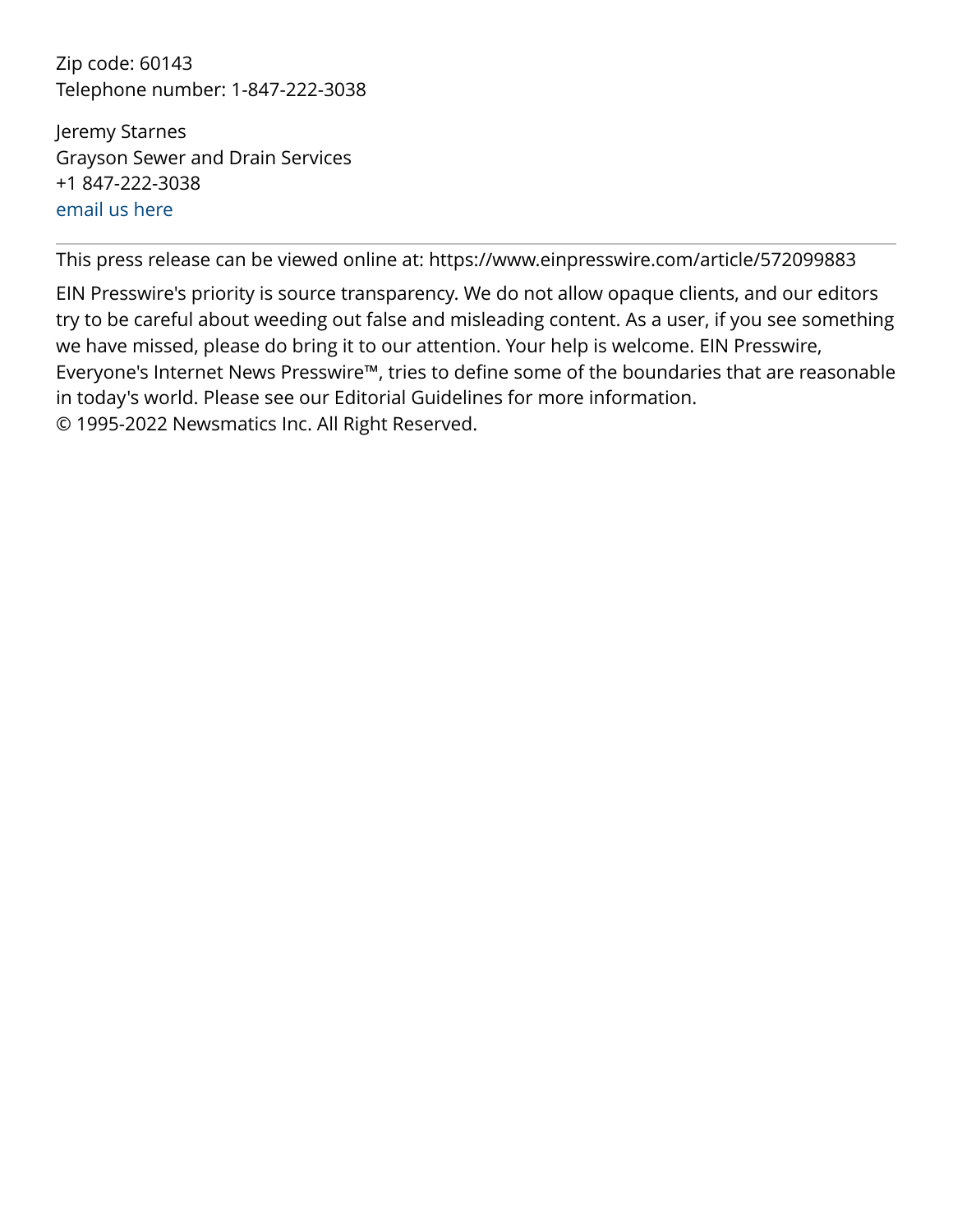Zip code: 60143
Telephone number: 1-847-222-3038

Jeremy Starnes
Grayson Sewer and Drain Services
+1 847-222-3038
email us here

---

This press release can be viewed online at: https://www.einpresswire.com/article/572099883

EIN Presswire's priority is source transparency. We do not allow opaque clients, and our editors try to be careful about weeding out false and misleading content. As a user, if you see something we have missed, please do bring it to our attention. Your help is welcome. EIN Presswire, Everyone's Internet News Presswire™, tries to define some of the boundaries that are reasonable in today's world. Please see our Editorial Guidelines for more information.
© 1995-2022 Newsmatics Inc. All Right Reserved.